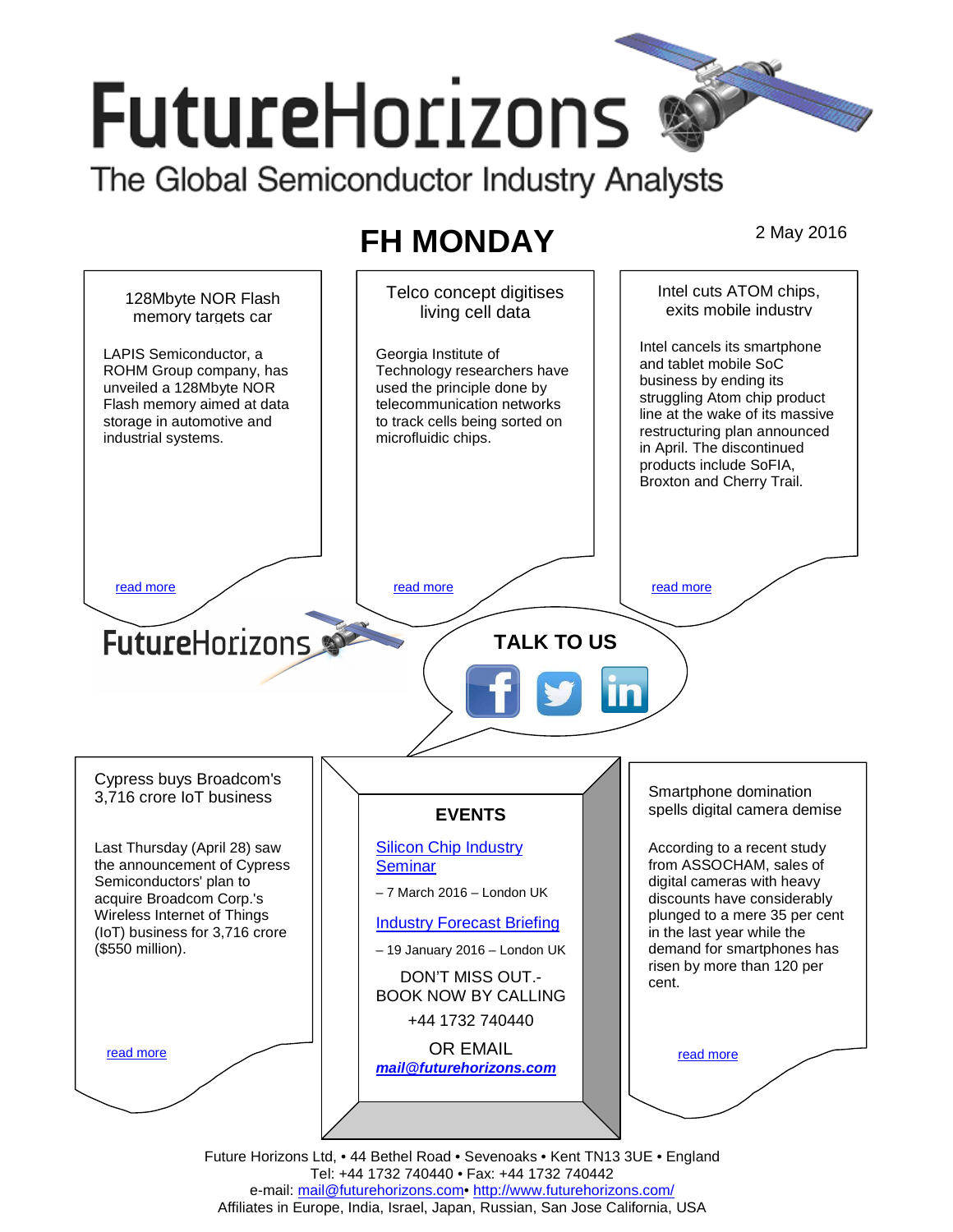# FutureHorizons

The Global Semiconductor Industry Analysts

## FH MONDAY

2 May 2016

### 128Mbyte NOR Flash memory targets car

LAPIS Semiconductor, a ROHM Group company, has unveiled a 128Mbyte NOR Flash memory aimed at data storage in automotive and industrial systems.

read more

### Telco concept digitises living cell data

Georgia Institute of Technology researchers have used the principle done by telecommunication networks to track cells being sorted on microfluidic chips.

read more

### Intel cuts ATOM chips, exits mobile industry

Intel cancels its smartphone and tablet mobile SoC business by ending its struggling Atom chip product line at the wake of its massive restructuring plan announced in April. The discontinued products include SoFIA, Broxton and Cherry Trail.

read more

FutureHorizons

**TALK TO US**

### Cypress buys Broadcom's 3,716 crore IoT business

Last Thursday (April 28) saw the announcement of Cypress Semiconductors' plan to acquire Broadcom Corp.'s Wireless Internet of Things (IoT) business for 3,716 crore ($550 million).

read more

### EVENTS

Silicon Chip Industry Seminar

– 7 March 2016 – London UK

Industry Forecast Briefing

– 19 January 2016 – London UK

DON'T MISS OUT.- BOOK NOW BY CALLING

+44 1732 740440

OR EMAIL

***mail@futurehorizons.com***

### Smartphone domination spells digital camera demise

According to a recent study from ASSOCHAM, sales of digital cameras with heavy discounts have considerably plunged to a mere 35 per cent in the last year while the demand for smartphones has risen by more than 120 per cent.

read more

Future Horizons Ltd, • 44 Bethel Road • Sevenoaks • Kent TN13 3UE • England
Tel: +44 1732 740440 • Fax: +44 1732 740442
e-mail: mail@futurehorizons.com• http://www.futurehorizons.com/
Affiliates in Europe, India, Israel, Japan, Russian, San Jose California, USA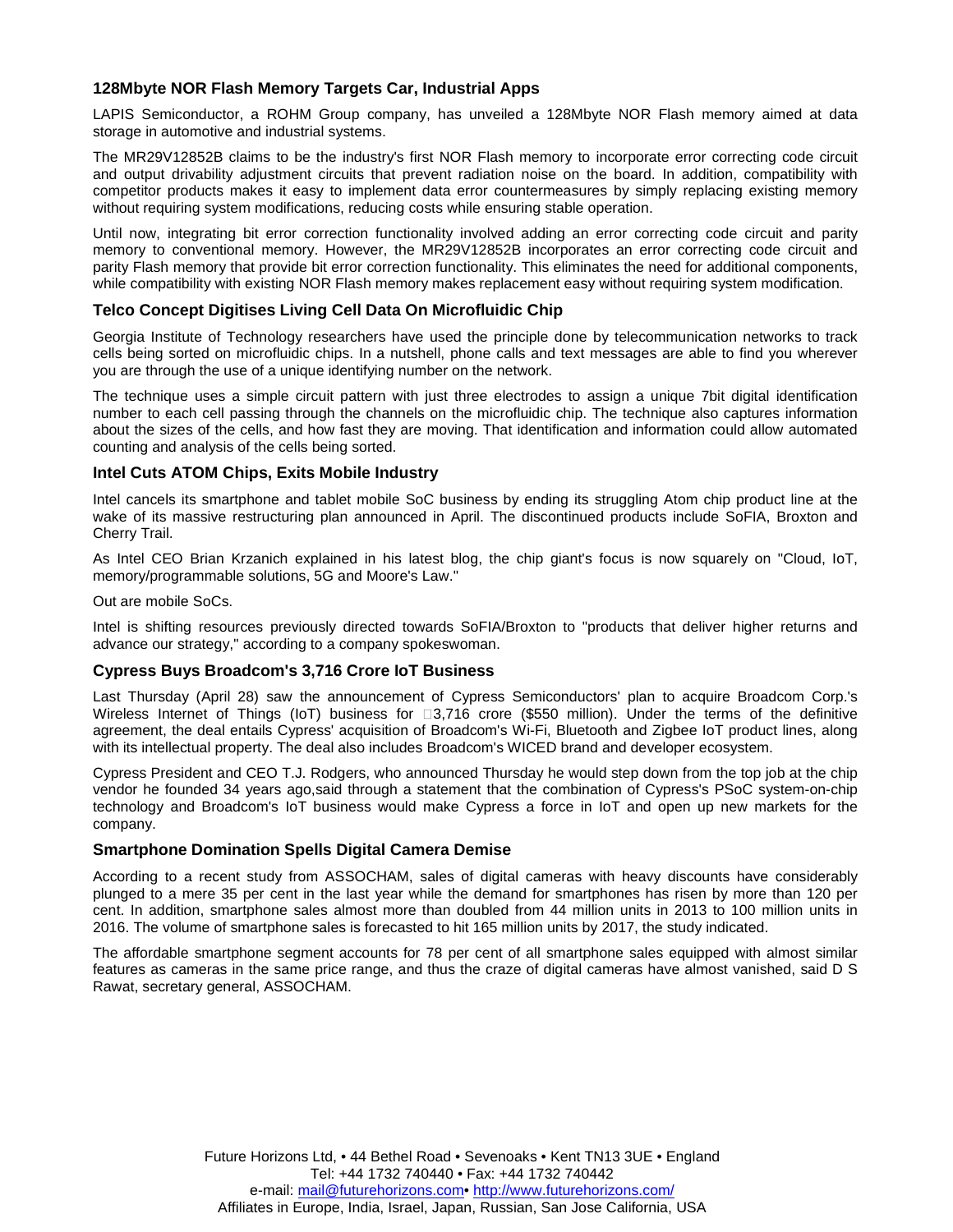### 128Mbyte NOR Flash Memory Targets Car, Industrial Apps

LAPIS Semiconductor, a ROHM Group company, has unveiled a 128Mbyte NOR Flash memory aimed at data storage in automotive and industrial systems.

The MR29V12852B claims to be the industry's first NOR Flash memory to incorporate error correcting code circuit and output drivability adjustment circuits that prevent radiation noise on the board. In addition, compatibility with competitor products makes it easy to implement data error countermeasures by simply replacing existing memory without requiring system modifications, reducing costs while ensuring stable operation.

Until now, integrating bit error correction functionality involved adding an error correcting code circuit and parity memory to conventional memory. However, the MR29V12852B incorporates an error correcting code circuit and parity Flash memory that provide bit error correction functionality. This eliminates the need for additional components, while compatibility with existing NOR Flash memory makes replacement easy without requiring system modification.

### Telco Concept Digitises Living Cell Data On Microfluidic Chip

Georgia Institute of Technology researchers have used the principle done by telecommunication networks to track cells being sorted on microfluidic chips. In a nutshell, phone calls and text messages are able to find you wherever you are through the use of a unique identifying number on the network.

The technique uses a simple circuit pattern with just three electrodes to assign a unique 7bit digital identification number to each cell passing through the channels on the microfluidic chip. The technique also captures information about the sizes of the cells, and how fast they are moving. That identification and information could allow automated counting and analysis of the cells being sorted.

### Intel Cuts ATOM Chips, Exits Mobile Industry

Intel cancels its smartphone and tablet mobile SoC business by ending its struggling Atom chip product line at the wake of its massive restructuring plan announced in April. The discontinued products include SoFIA, Broxton and Cherry Trail.

As Intel CEO Brian Krzanich explained in his latest blog, the chip giant's focus is now squarely on "Cloud, IoT, memory/programmable solutions, 5G and Moore's Law."

Out are mobile SoCs.

Intel is shifting resources previously directed towards SoFIA/Broxton to "products that deliver higher returns and advance our strategy," according to a company spokeswoman.

### Cypress Buys Broadcom's 3,716 Crore IoT Business

Last Thursday (April 28) saw the announcement of Cypress Semiconductors' plan to acquire Broadcom Corp.'s Wireless Internet of Things (IoT) business for ₹3,716 crore ($550 million). Under the terms of the definitive agreement, the deal entails Cypress' acquisition of Broadcom's Wi-Fi, Bluetooth and Zigbee IoT product lines, along with its intellectual property. The deal also includes Broadcom's WICED brand and developer ecosystem.

Cypress President and CEO T.J. Rodgers, who announced Thursday he would step down from the top job at the chip vendor he founded 34 years ago,said through a statement that the combination of Cypress's PSoC system-on-chip technology and Broadcom's IoT business would make Cypress a force in IoT and open up new markets for the company.

### Smartphone Domination Spells Digital Camera Demise

According to a recent study from ASSOCHAM, sales of digital cameras with heavy discounts have considerably plunged to a mere 35 per cent in the last year while the demand for smartphones has risen by more than 120 per cent. In addition, smartphone sales almost more than doubled from 44 million units in 2013 to 100 million units in 2016. The volume of smartphone sales is forecasted to hit 165 million units by 2017, the study indicated.

The affordable smartphone segment accounts for 78 per cent of all smartphone sales equipped with almost similar features as cameras in the same price range, and thus the craze of digital cameras have almost vanished, said D S Rawat, secretary general, ASSOCHAM.